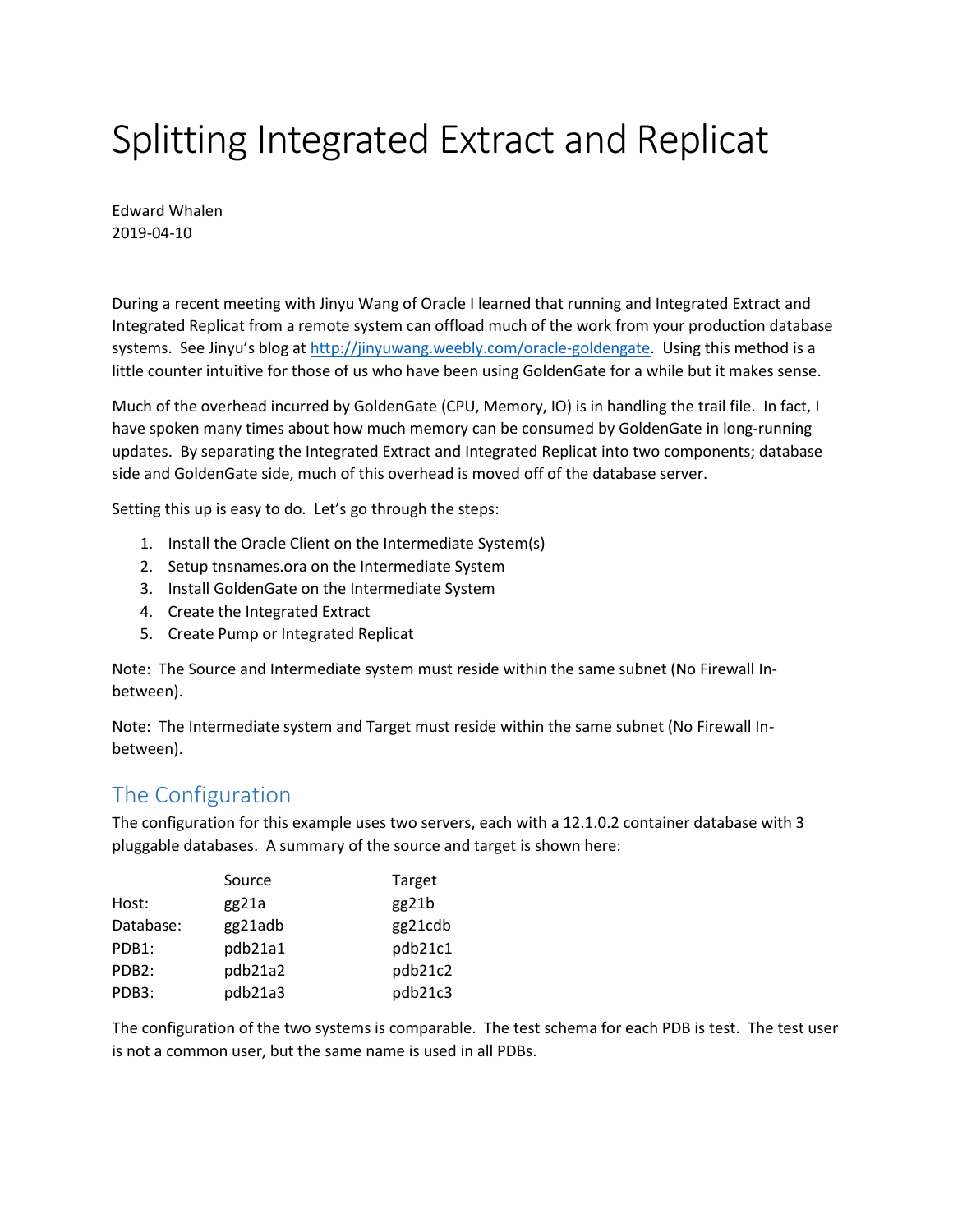# Splitting Integrated Extract and Replicat

Edward Whalen
2019-04-10

During a recent meeting with Jinyu Wang of Oracle I learned that running and Integrated Extract and Integrated Replicat from a remote system can offload much of the work from your production database systems. See Jinyu's blog at [http://jinyuwang.weebly.com/oracle-goldengate](http://jinyuwang.weebly.com/oracle-goldengate). Using this method is a little counter intuitive for those of us who have been using GoldenGate for a while but it makes sense.

Much of the overhead incurred by GoldenGate (CPU, Memory, IO) is in handling the trail file. In fact, I have spoken many times about how much memory can be consumed by GoldenGate in long-running updates. By separating the Integrated Extract and Integrated Replicat into two components; database side and GoldenGate side, much of this overhead is moved off of the database server.

Setting this up is easy to do. Let's go through the steps:

1. Install the Oracle Client on the Intermediate System(s)
2. Setup tnsnames.ora on the Intermediate System
3. Install GoldenGate on the Intermediate System
4. Create the Integrated Extract
5. Create Pump or Integrated Replicat

Note: The Source and Intermediate system must reside within the same subnet (No Firewall In-between).

Note: The Intermediate system and Target must reside within the same subnet (No Firewall In-between).

## The Configuration

The configuration for this example uses two servers, each with a 12.1.0.2 container database with 3 pluggable databases. A summary of the source and target is shown here:

| | Source | Target |
|---|---|---|
| Host: | gg21a | gg21b |
| Database: | gg21adb | gg21cdb |
| PDB1: | pdb21a1 | pdb21c1 |
| PDB2: | pdb21a2 | pdb21c2 |
| PDB3: | pdb21a3 | pdb21c3 |

The configuration of the two systems is comparable. The test schema for each PDB is test. The test user is not a common user, but the same name is used in all PDBs.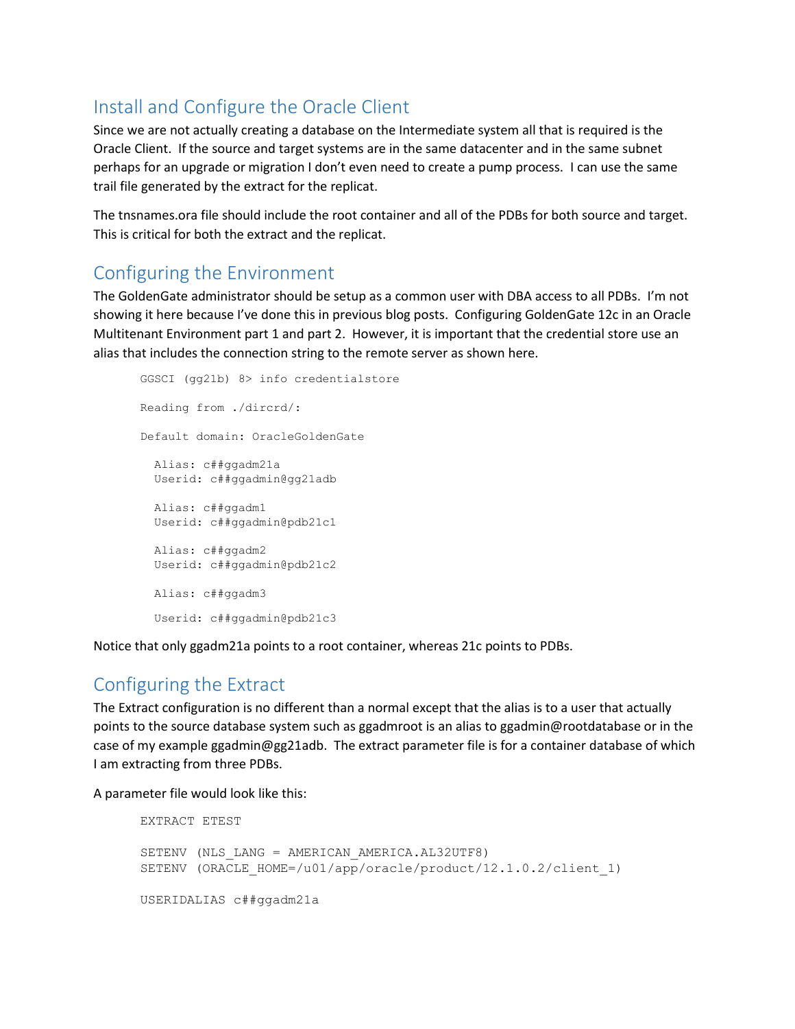## Install and Configure the Oracle Client

Since we are not actually creating a database on the Intermediate system all that is required is the Oracle Client. If the source and target systems are in the same datacenter and in the same subnet perhaps for an upgrade or migration I don't even need to create a pump process. I can use the same trail file generated by the extract for the replicat.

The tnsnames.ora file should include the root container and all of the PDBs for both source and target. This is critical for both the extract and the replicat.

## Configuring the Environment

The GoldenGate administrator should be setup as a common user with DBA access to all PDBs. I'm not showing it here because I've done this in previous blog posts. Configuring GoldenGate 12c in an Oracle Multitenant Environment part 1 and part 2. However, it is important that the credential store use an alias that includes the connection string to the remote server as shown here.

```
GGSCI (gg21b) 8> info credentialstore

Reading from ./dircrd/:

Default domain: OracleGoldenGate

  Alias: c##ggadm21a
  Userid: c##ggadmin@gg21adb

  Alias: c##ggadm1
  Userid: c##ggadmin@pdb21c1

  Alias: c##ggadm2
  Userid: c##ggadmin@pdb21c2

  Alias: c##ggadm3

  Userid: c##ggadmin@pdb21c3
```

Notice that only ggadm21a points to a root container, whereas 21c points to PDBs.

## Configuring the Extract

The Extract configuration is no different than a normal except that the alias is to a user that actually points to the source database system such as ggadmroot is an alias to ggadmin@rootdatabase or in the case of my example ggadmin@gg21adb. The extract parameter file is for a container database of which I am extracting from three PDBs.

A parameter file would look like this:

```
EXTRACT ETEST

SETENV (NLS_LANG = AMERICAN_AMERICA.AL32UTF8)
SETENV (ORACLE_HOME=/u01/app/oracle/product/12.1.0.2/client_1)

USERIDALIAS c##ggadm21a
```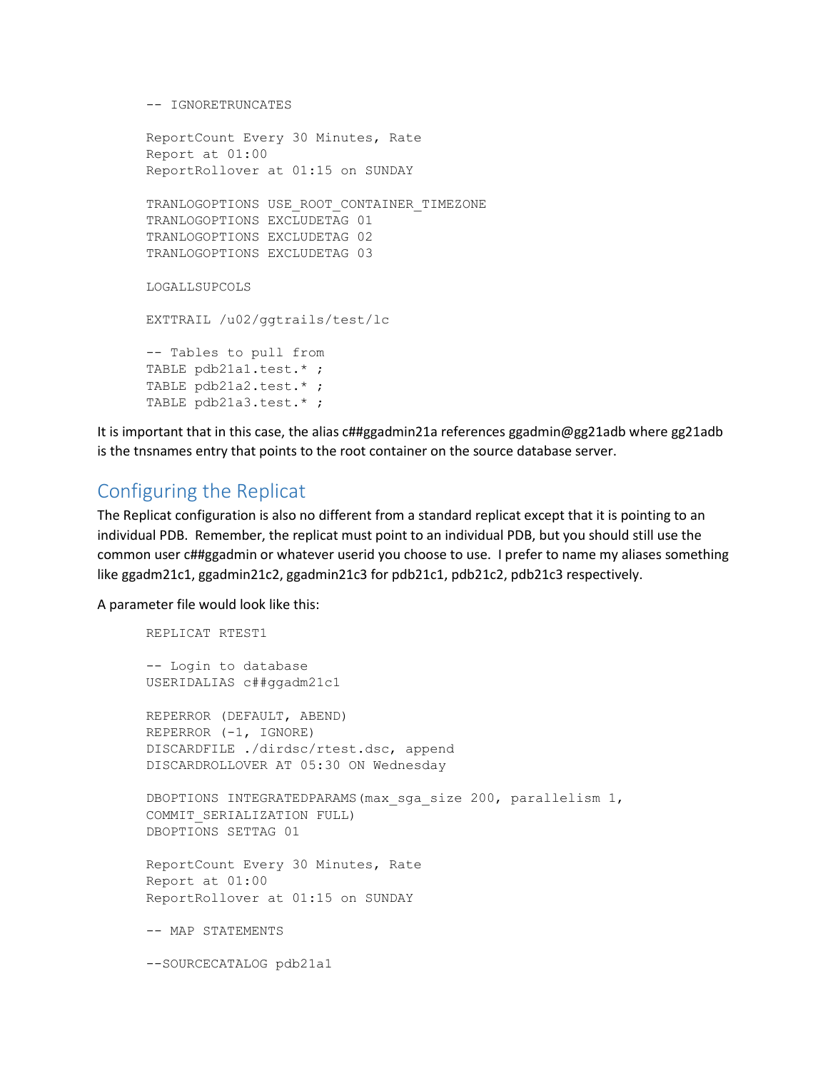```
-- IGNORETRUNCATES

ReportCount Every 30 Minutes, Rate
Report at 01:00
ReportRollover at 01:15 on SUNDAY

TRANLOGOPTIONS USE_ROOT_CONTAINER_TIMEZONE
TRANLOGOPTIONS EXCLUDETAG 01
TRANLOGOPTIONS EXCLUDETAG 02
TRANLOGOPTIONS EXCLUDETAG 03

LOGALLSUPCOLS

EXTTRAIL /u02/ggtrails/test/lc

-- Tables to pull from
TABLE pdb21a1.test.* ;
TABLE pdb21a2.test.* ;
TABLE pdb21a3.test.* ;
```

It is important that in this case, the alias c##ggadmin21a references ggadmin@gg21adb where gg21adb is the tnsnames entry that points to the root container on the source database server.

## Configuring the Replicat

The Replicat configuration is also no different from a standard replicat except that it is pointing to an individual PDB. Remember, the replicat must point to an individual PDB, but you should still use the common user c##ggadmin or whatever userid you choose to use. I prefer to name my aliases something like ggadm21c1, ggadmin21c2, ggadmin21c3 for pdb21c1, pdb21c2, pdb21c3 respectively.

A parameter file would look like this:

```
REPLICAT RTEST1

-- Login to database
USERIDALIAS c##ggadm21c1

REPERROR (DEFAULT, ABEND)
REPERROR (-1, IGNORE)
DISCARDFILE ./dirdsc/rtest.dsc, append
DISCARDROLLOVER AT 05:30 ON Wednesday

DBOPTIONS INTEGRATEDPARAMS(max_sga_size 200, parallelism 1,
COMMIT_SERIALIZATION FULL)
DBOPTIONS SETTAG 01

ReportCount Every 30 Minutes, Rate
Report at 01:00
ReportRollover at 01:15 on SUNDAY

-- MAP STATEMENTS

--SOURCECATALOG pdb21a1
```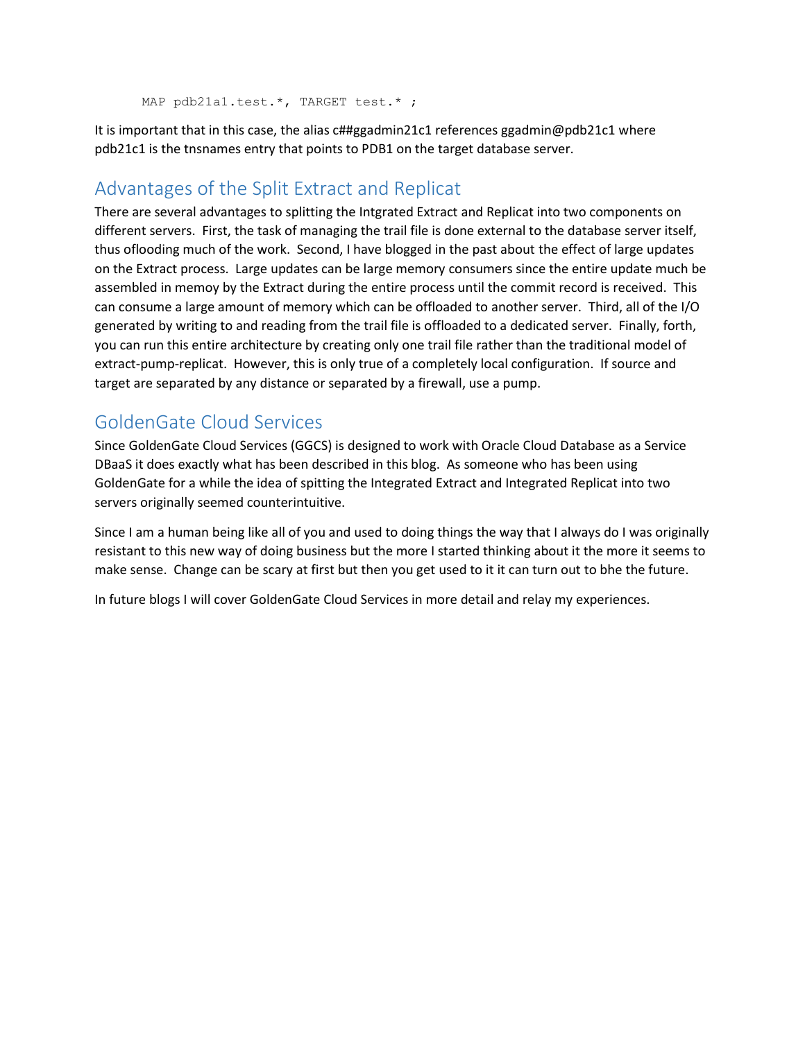```
MAP pdb21a1.test.*, TARGET test.* ;
```

It is important that in this case, the alias c##ggadmin21c1 references ggadmin@pdb21c1 where pdb21c1 is the tnsnames entry that points to PDB1 on the target database server.

## Advantages of the Split Extract and Replicat

There are several advantages to splitting the Intgrated Extract and Replicat into two components on different servers. First, the task of managing the trail file is done external to the database server itself, thus oflooding much of the work. Second, I have blogged in the past about the effect of large updates on the Extract process. Large updates can be large memory consumers since the entire update much be assembled in memoy by the Extract during the entire process until the commit record is received. This can consume a large amount of memory which can be offloaded to another server. Third, all of the I/O generated by writing to and reading from the trail file is offloaded to a dedicated server. Finally, forth, you can run this entire architecture by creating only one trail file rather than the traditional model of extract-pump-replicat. However, this is only true of a completely local configuration. If source and target are separated by any distance or separated by a firewall, use a pump.

## GoldenGate Cloud Services

Since GoldenGate Cloud Services (GGCS) is designed to work with Oracle Cloud Database as a Service DBaaS it does exactly what has been described in this blog. As someone who has been using GoldenGate for a while the idea of spitting the Integrated Extract and Integrated Replicat into two servers originally seemed counterintuitive.

Since I am a human being like all of you and used to doing things the way that I always do I was originally resistant to this new way of doing business but the more I started thinking about it the more it seems to make sense. Change can be scary at first but then you get used to it it can turn out to bhe the future.

In future blogs I will cover GoldenGate Cloud Services in more detail and relay my experiences.